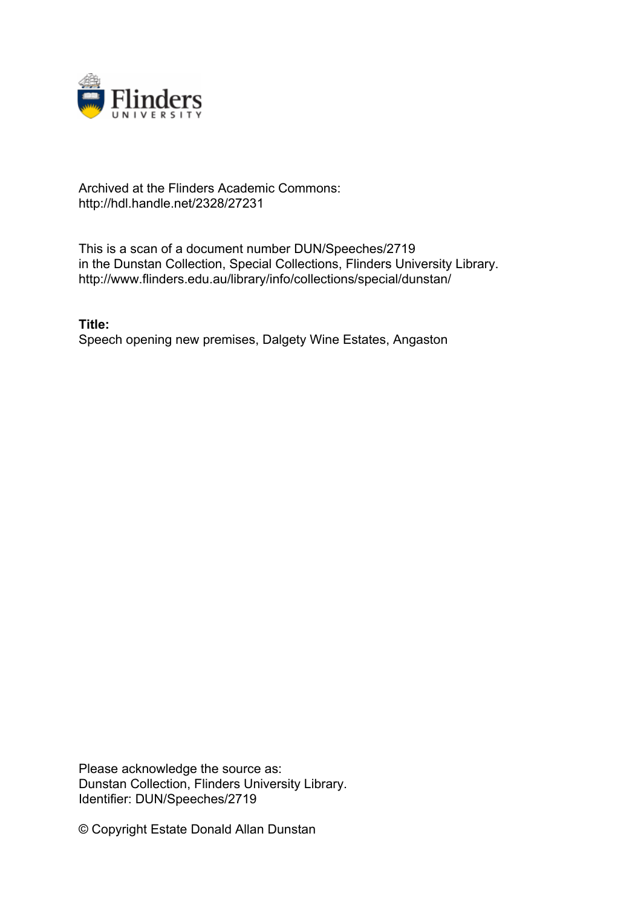Archived at the Flinders Academic Commons:
http://hdl.handle.net/2328/27231

This is a scan of a document number DUN/Speeches/2719
in the Dunstan Collection, Special Collections, Flinders University Library.
http://www.flinders.edu.au/library/info/collections/special/dunstan/

**Title:**
Speech opening new premises, Dalgety Wine Estates, Angaston

Please acknowledge the source as:
Dunstan Collection, Flinders University Library.
Identifier: DUN/Speeches/2719

© Copyright Estate Donald Allan Dunstan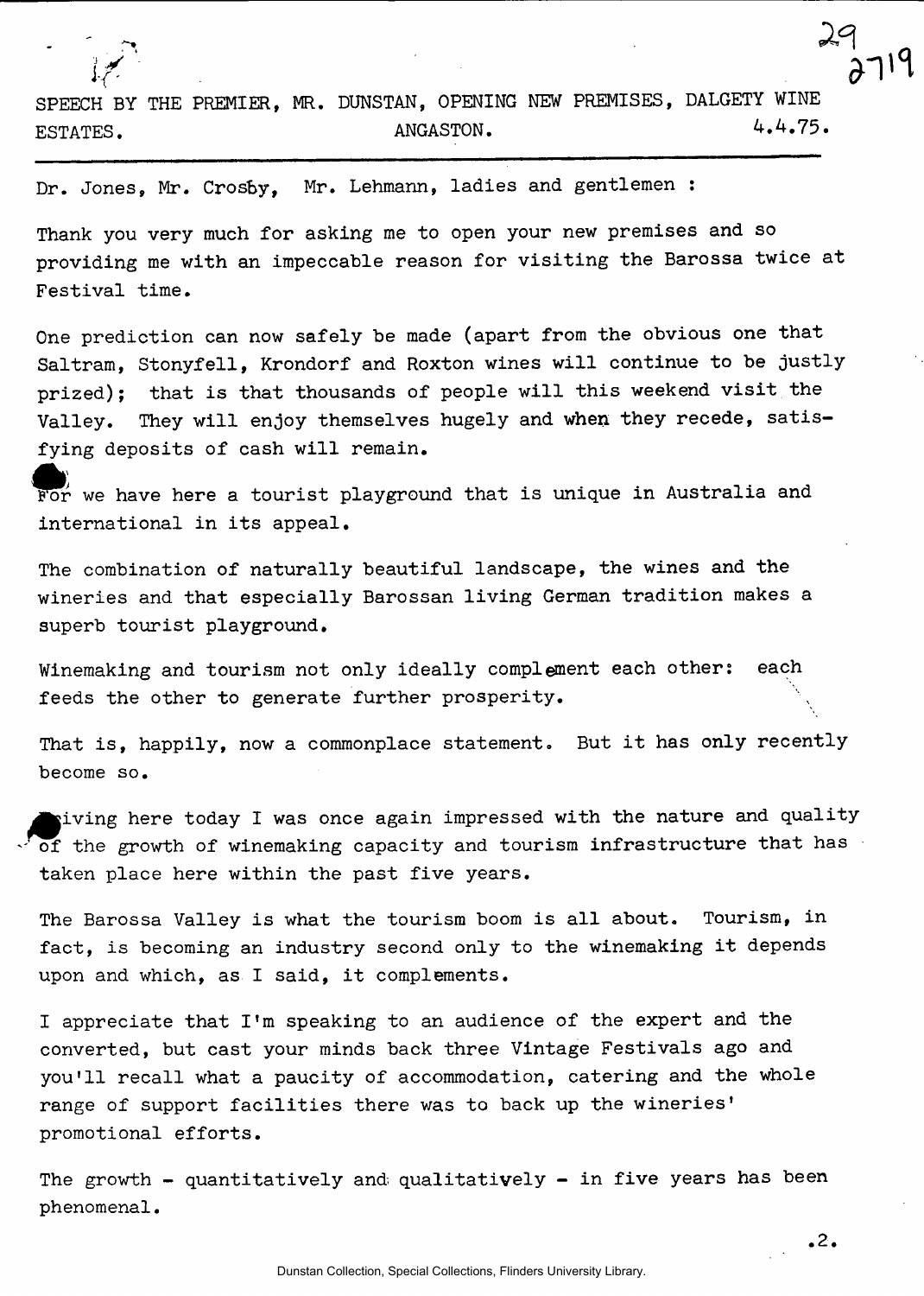SPEECH BY THE PREMIER, MR. DUNSTAN, OPENING NEW PREMISES, DALGETY WINE ESTATES. ANGASTON. 4.4.75.

---

Dr. Jones, Mr. Crosby, Mr. Lehmann, ladies and gentlemen :

Thank you very much for asking me to open your new premises and so providing me with an impeccable reason for visiting the Barossa twice at Festival time.

One prediction can now safely be made (apart from the obvious one that Saltram, Stonyfell, Krondorf and Roxton wines will continue to be justly prized); that is that thousands of people will this weekend visit the Valley. They will enjoy themselves hugely and when they recede, satisfying deposits of cash will remain.

For we have here a tourist playground that is unique in Australia and international in its appeal.

The combination of naturally beautiful landscape, the wines and the wineries and that especially Barossan living German tradition makes a superb tourist playground.

Winemaking and tourism not only ideally complement each other: each feeds the other to generate further prosperity.

That is, happily, now a commonplace statement. But it has only recently become so.

Driving here today I was once again impressed with the nature and quality of the growth of winemaking capacity and tourism infrastructure that has taken place here within the past five years.

The Barossa Valley is what the tourism boom is all about. Tourism, in fact, is becoming an industry second only to the winemaking it depends upon and which, as I said, it complements.

I appreciate that I'm speaking to an audience of the expert and the converted, but cast your minds back three Vintage Festivals ago and you'll recall what a paucity of accommodation, catering and the whole range of support facilities there was to back up the wineries' promotional efforts.

The growth - quantitatively and qualitatively - in five years has been phenomenal.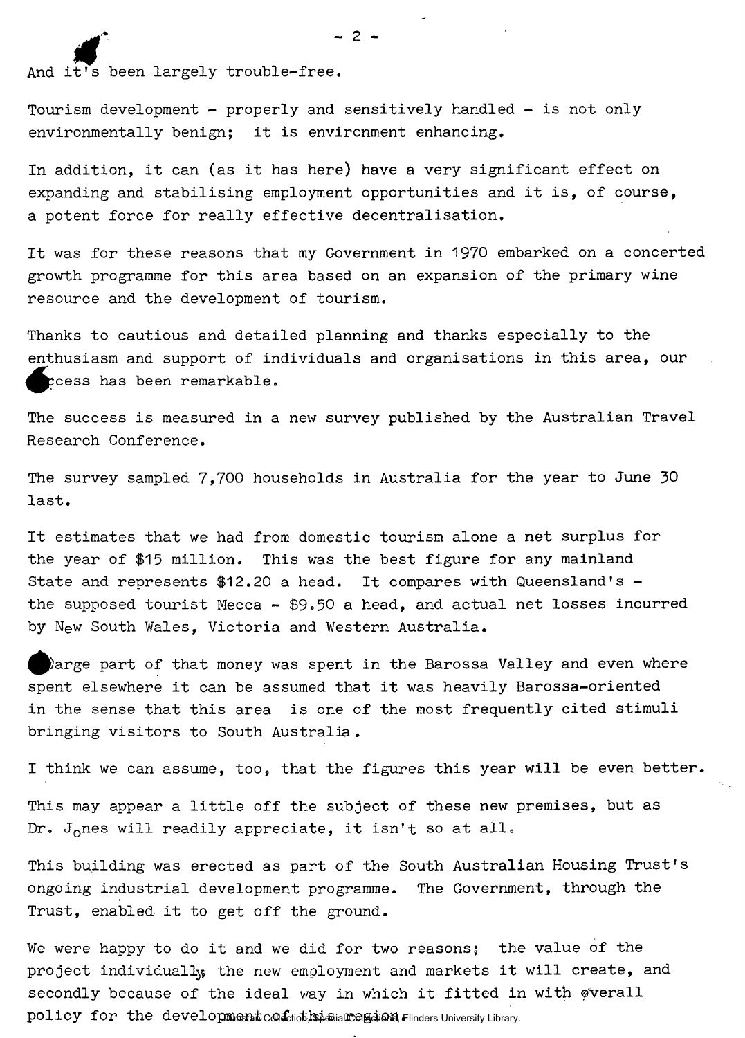And it's been largely trouble-free.

Tourism development - properly and sensitively handled - is not only environmentally benign; it is environment enhancing.

In addition, it can (as it has here) have a very significant effect on expanding and stabilising employment opportunities and it is, of course, a potent force for really effective decentralisation.

It was for these reasons that my Government in 1970 embarked on a concerted growth programme for this area based on an expansion of the primary wine resource and the development of tourism.

Thanks to cautious and detailed planning and thanks especially to the enthusiasm and support of individuals and organisations in this area, our success has been remarkable.

The success is measured in a new survey published by the Australian Travel Research Conference.

The survey sampled 7,700 households in Australia for the year to June 30 last.

It estimates that we had from domestic tourism alone a net surplus for the year of $15 million. This was the best figure for any mainland State and represents $12.20 a head. It compares with Queensland's - the supposed tourist Mecca - $9.50 a head, and actual net losses incurred by New South Wales, Victoria and Western Australia.

A large part of that money was spent in the Barossa Valley and even where spent elsewhere it can be assumed that it was heavily Barossa-oriented in the sense that this area is one of the most frequently cited stimuli bringing visitors to South Australia.

I think we can assume, too, that the figures this year will be even better.

This may appear a little off the subject of these new premises, but as Dr. Jones will readily appreciate, it isn't so at all.

This building was erected as part of the South Australian Housing Trust's ongoing industrial development programme. The Government, through the Trust, enabled it to get off the ground.

We were happy to do it and we did for two reasons; the value of the project individually, the new employment and markets it will create, and secondly because of the ideal way in which it fitted in with overall policy for the development of this region.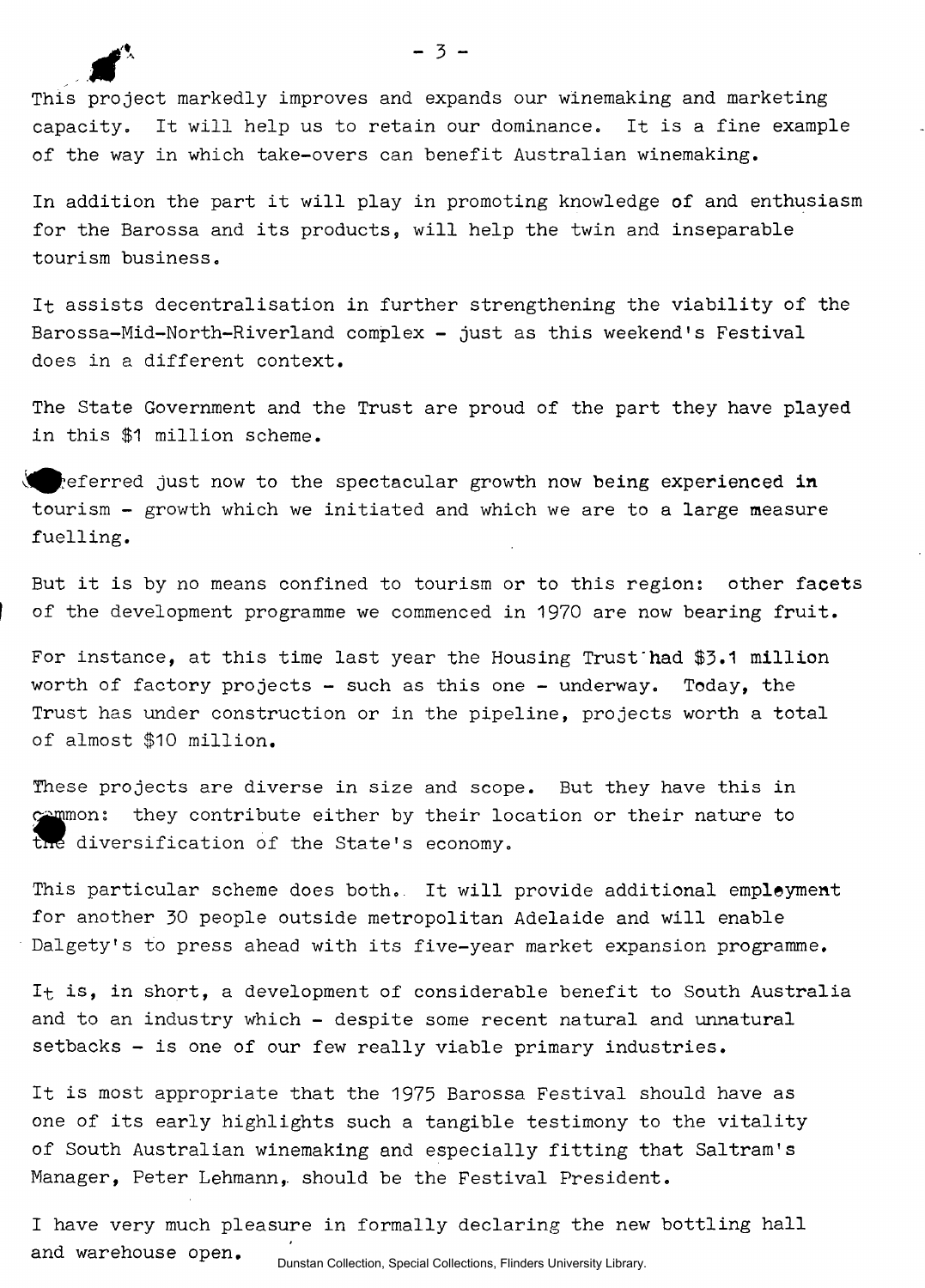This project markedly improves and expands our winemaking and marketing capacity. It will help us to retain our dominance. It is a fine example of the way in which take-overs can benefit Australian winemaking.

In addition the part it will play in promoting knowledge of and enthusiasm for the Barossa and its products, will help the twin and inseparable tourism business.

It assists decentralisation in further strengthening the viability of the Barossa-Mid-North-Riverland complex - just as this weekend's Festival does in a different context.

The State Government and the Trust are proud of the part they have played in this $1 million scheme.

I referred just now to the spectacular growth now being experienced in tourism - growth which we initiated and which we are to a large measure fuelling.

But it is by no means confined to tourism or to this region: other facets of the development programme we commenced in 1970 are now bearing fruit.

For instance, at this time last year the Housing Trust had $3.1 million worth of factory projects - such as this one - underway. Today, the Trust has under construction or in the pipeline, projects worth a total of almost $10 million.

These projects are diverse in size and scope. But they have this in common: they contribute either by their location or their nature to the diversification of the State's economy.

This particular scheme does both. It will provide additional employment for another 30 people outside metropolitan Adelaide and will enable Dalgety's to press ahead with its five-year market expansion programme.

It is, in short, a development of considerable benefit to South Australia and to an industry which - despite some recent natural and unnatural setbacks - is one of our few really viable primary industries.

It is most appropriate that the 1975 Barossa Festival should have as one of its early highlights such a tangible testimony to the vitality of South Australian winemaking and especially fitting that Saltram's Manager, Peter Lehmann, should be the Festival President.

I have very much pleasure in formally declaring the new bottling hall and warehouse open.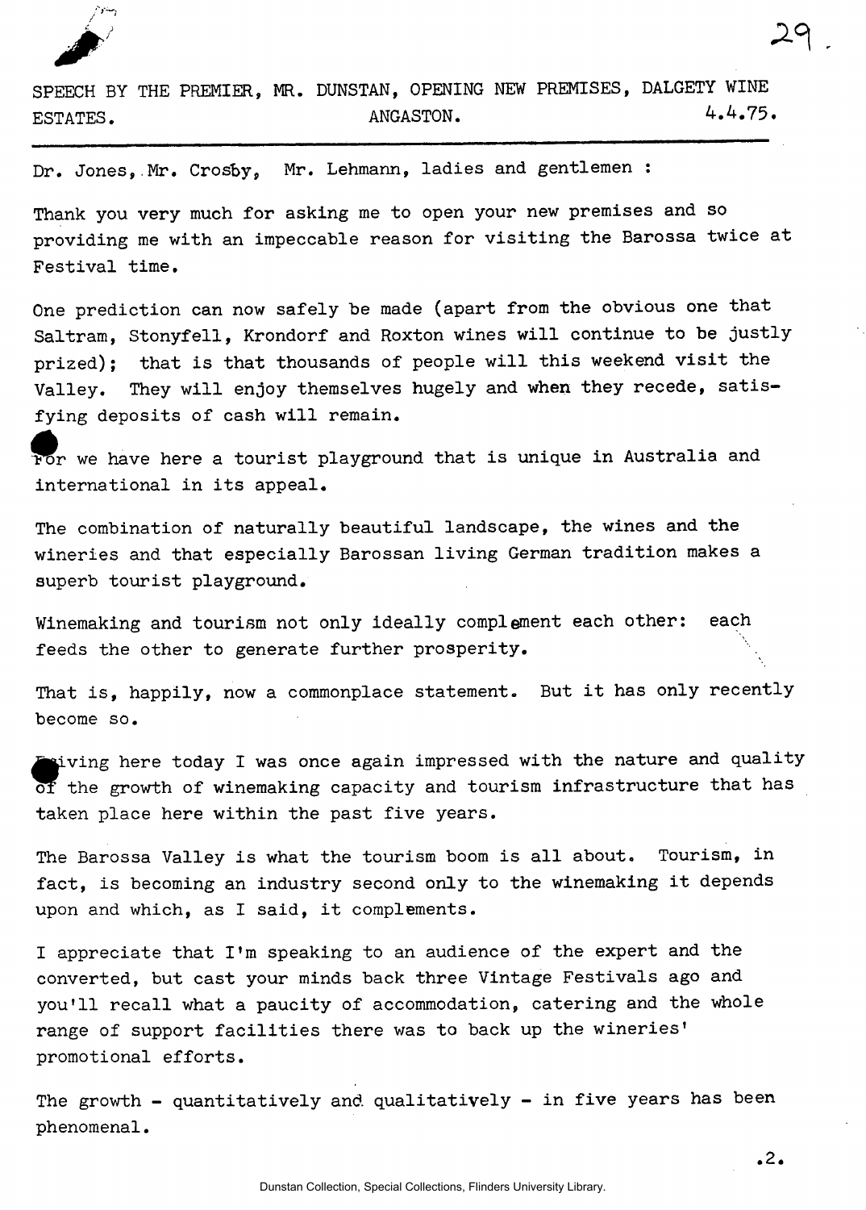SPEECH BY THE PREMIER, MR. DUNSTAN, OPENING NEW PREMISES, DALGETY WINE ESTATES. ANGASTON. 4.4.75.

Dr. Jones, Mr. Crosby, Mr. Lehmann, ladies and gentlemen :

Thank you very much for asking me to open your new premises and so providing me with an impeccable reason for visiting the Barossa twice at Festival time.

One prediction can now safely be made (apart from the obvious one that Saltram, Stonyfell, Krondorf and Roxton wines will continue to be justly prized); that is that thousands of people will this weekend visit the Valley. They will enjoy themselves hugely and when they recede, satisfying deposits of cash will remain.

For we have here a tourist playground that is unique in Australia and international in its appeal.

The combination of naturally beautiful landscape, the wines and the wineries and that especially Barossan living German tradition makes a superb tourist playground.

Winemaking and tourism not only ideally complement each other: each feeds the other to generate further prosperity.

That is, happily, now a commonplace statement. But it has only recently become so.

Driving here today I was once again impressed with the nature and quality of the growth of winemaking capacity and tourism infrastructure that has taken place here within the past five years.

The Barossa Valley is what the tourism boom is all about. Tourism, in fact, is becoming an industry second only to the winemaking it depends upon and which, as I said, it complements.

I appreciate that I'm speaking to an audience of the expert and the converted, but cast your minds back three Vintage Festivals ago and you'll recall what a paucity of accommodation, catering and the whole range of support facilities there was to back up the wineries' promotional efforts.

The growth - quantitatively and qualitatively - in five years has been phenomenal.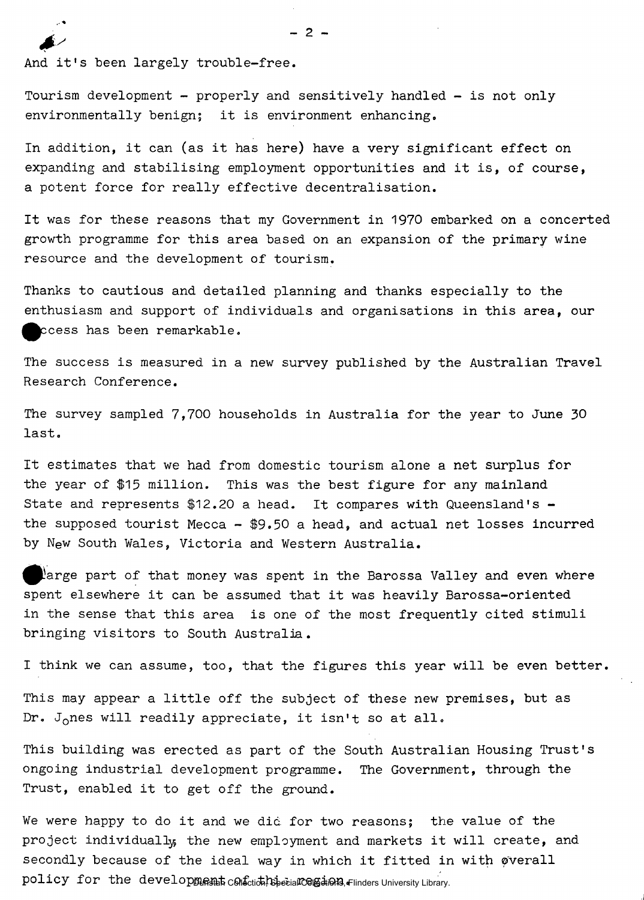And it's been largely trouble-free.

Tourism development - properly and sensitively handled - is not only environmentally benign; it is environment enhancing.

In addition, it can (as it has here) have a very significant effect on expanding and stabilising employment opportunities and it is, of course, a potent force for really effective decentralisation.

It was for these reasons that my Government in 1970 embarked on a concerted growth programme for this area based on an expansion of the primary wine resource and the development of tourism.

Thanks to cautious and detailed planning and thanks especially to the enthusiasm and support of individuals and organisations in this area, our success has been remarkable.

The success is measured in a new survey published by the Australian Travel Research Conference.

The survey sampled 7,700 households in Australia for the year to June 30 last.

It estimates that we had from domestic tourism alone a net surplus for the year of $15 million. This was the best figure for any mainland State and represents $12.20 a head. It compares with Queensland's - the supposed tourist Mecca - $9.50 a head, and actual net losses incurred by New South Wales, Victoria and Western Australia.

A large part of that money was spent in the Barossa Valley and even where spent elsewhere it can be assumed that it was heavily Barossa-oriented in the sense that this area is one of the most frequently cited stimuli bringing visitors to South Australia.

I think we can assume, too, that the figures this year will be even better.

This may appear a little off the subject of these new premises, but as Dr. Jones will readily appreciate, it isn't so at all.

This building was erected as part of the South Australian Housing Trust's ongoing industrial development programme. The Government, through the Trust, enabled it to get off the ground.

We were happy to do it and we did for two reasons; the value of the project individually, the new employment and markets it will create, and secondly because of the ideal way in which it fitted in with overall policy for the development of this region.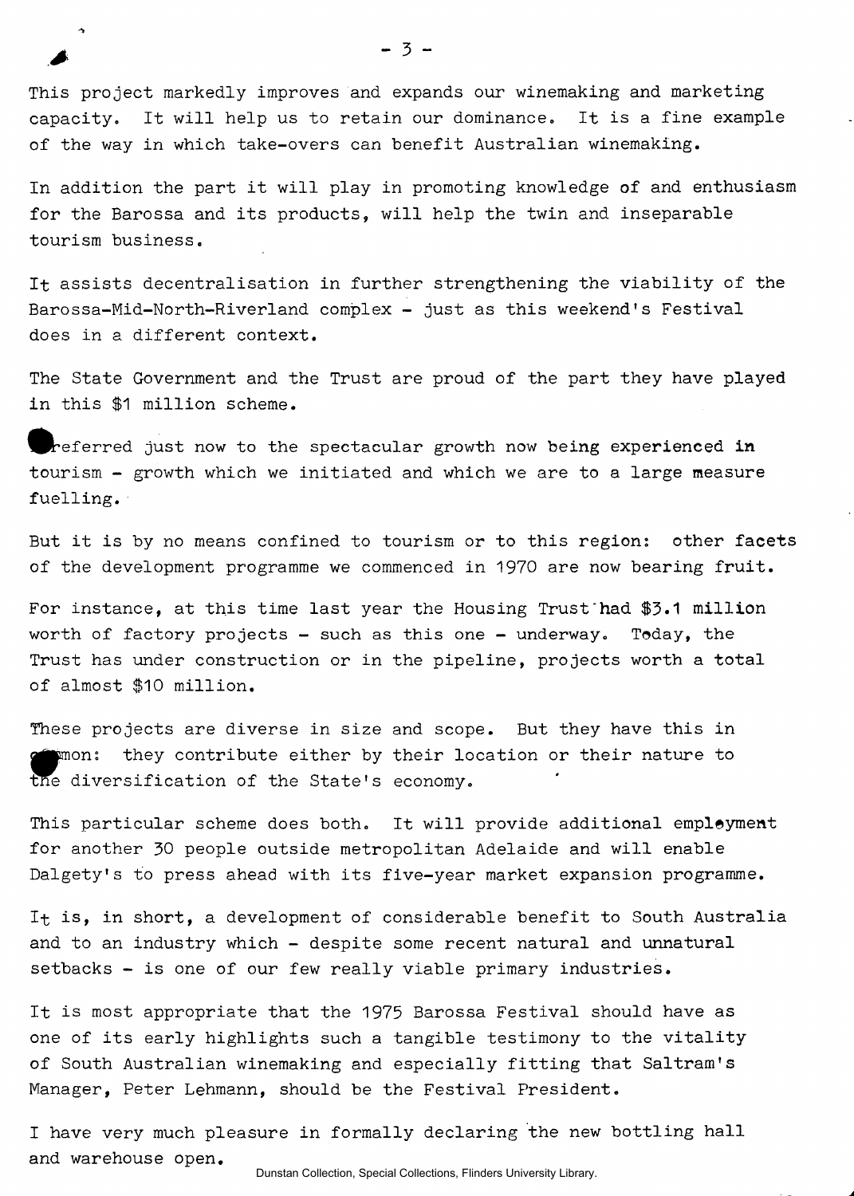This project markedly improves and expands our winemaking and marketing capacity. It will help us to retain our dominance. It is a fine example of the way in which take-overs can benefit Australian winemaking.

In addition the part it will play in promoting knowledge of and enthusiasm for the Barossa and its products, will help the twin and inseparable tourism business.

It assists decentralisation in further strengthening the viability of the Barossa-Mid-North-Riverland complex - just as this weekend's Festival does in a different context.

The State Government and the Trust are proud of the part they have played in this $1 million scheme.

I referred just now to the spectacular growth now being experienced in tourism - growth which we initiated and which we are to a large measure fuelling.

But it is by no means confined to tourism or to this region: other facets of the development programme we commenced in 1970 are now bearing fruit.

For instance, at this time last year the Housing Trust had $3.1 million worth of factory projects - such as this one - underway. Today, the Trust has under construction or in the pipeline, projects worth a total of almost $10 million.

These projects are diverse in size and scope. But they have this in common: they contribute either by their location or their nature to the diversification of the State's economy.

This particular scheme does both. It will provide additional employment for another 30 people outside metropolitan Adelaide and will enable Dalgety's to press ahead with its five-year market expansion programme.

It is, in short, a development of considerable benefit to South Australia and to an industry which - despite some recent natural and unnatural setbacks - is one of our few really viable primary industries.

It is most appropriate that the 1975 Barossa Festival should have as one of its early highlights such a tangible testimony to the vitality of South Australian winemaking and especially fitting that Saltram's Manager, Peter Lehmann, should be the Festival President.

I have very much pleasure in formally declaring the new bottling hall and warehouse open.

Dunstan Collection, Special Collections, Flinders University Library.